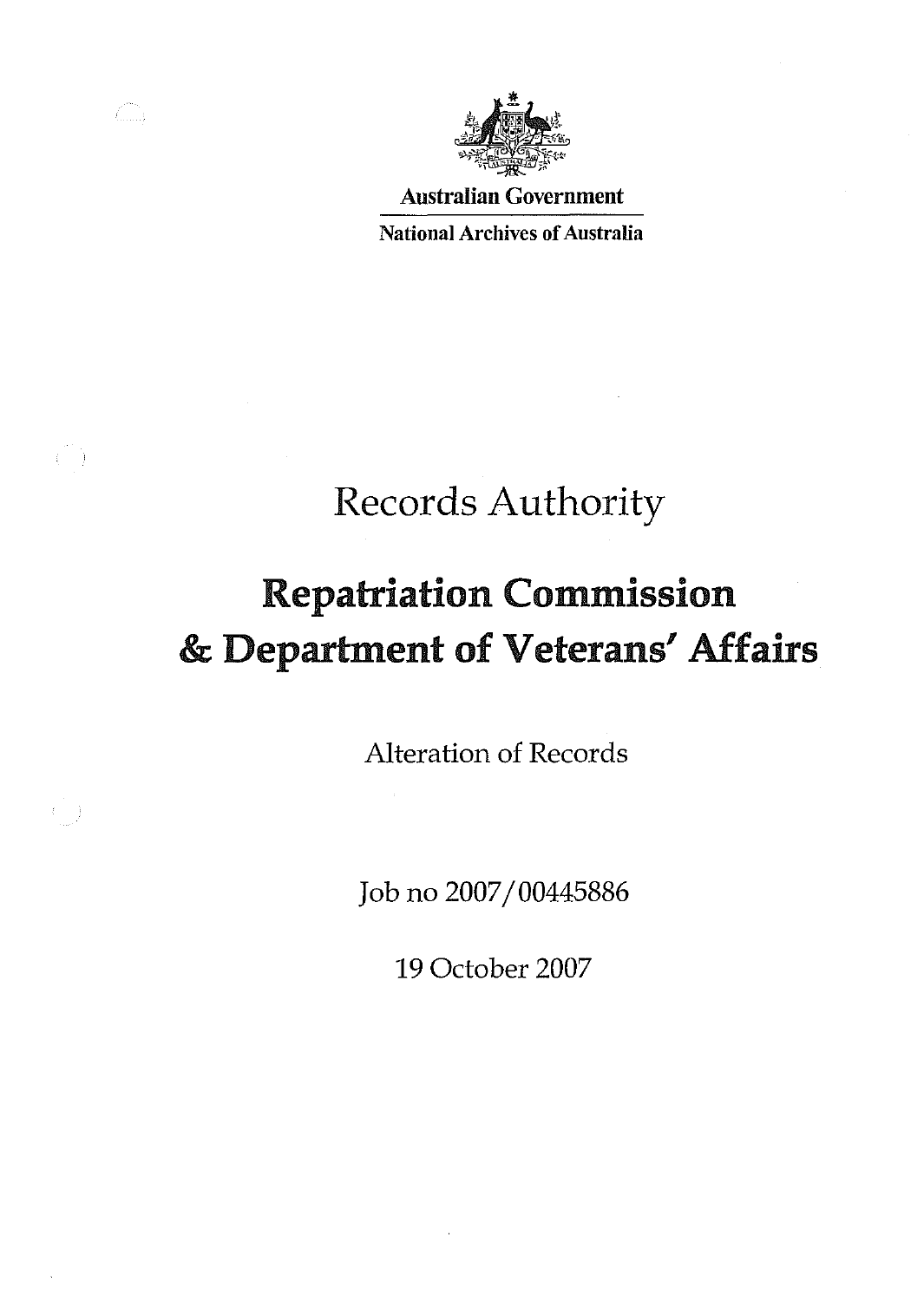Australian Government

National Archives of Australia

# Records Authority

## Repatriation Commission & Department of Veterans' Affairs

Alteration of Records

Job no 2007/00445886

19 October 2007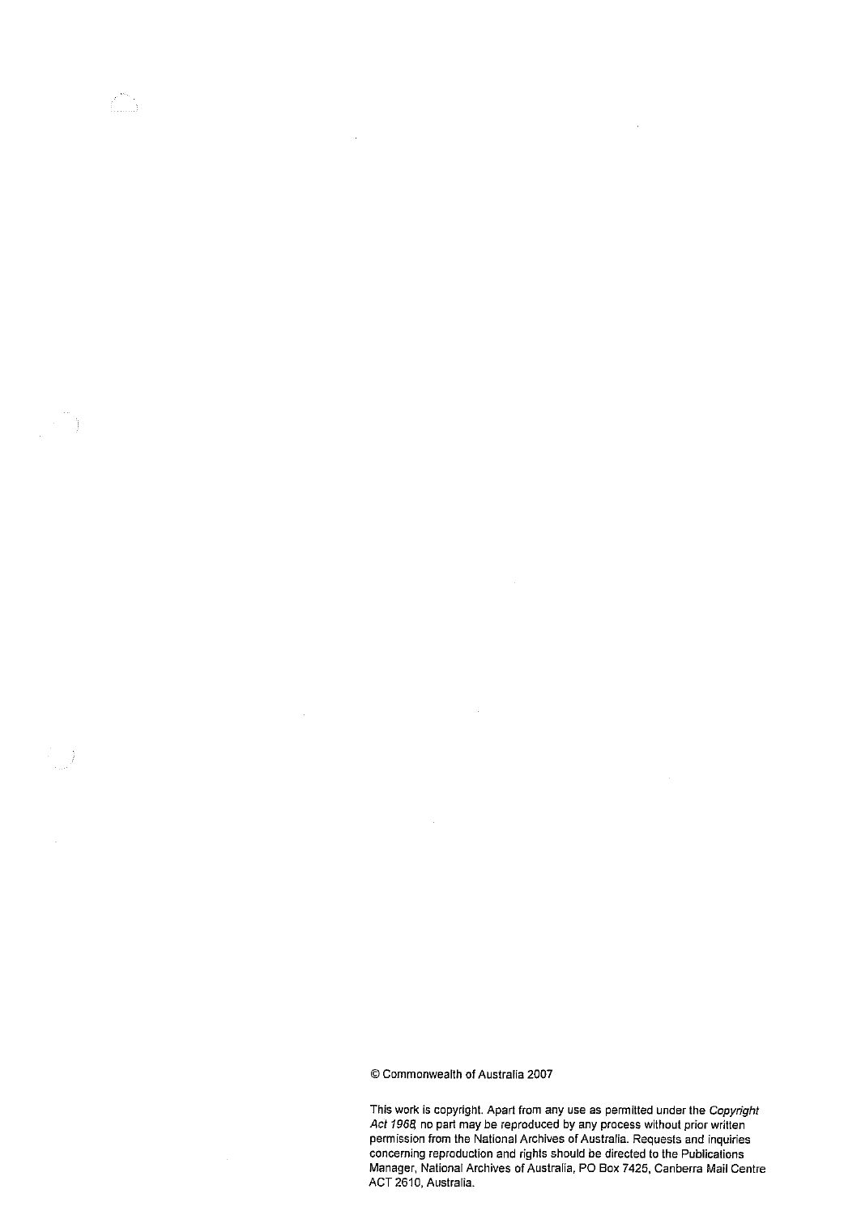© Commonwealth of Australia 2007

This work is copyright. Apart from any use as permitted under the *Copyright Act 1968*, no part may be reproduced by any process without prior written permission from the National Archives of Australia. Requests and inquiries concerning reproduction and rights should be directed to the Publications Manager, National Archives of Australia, PO Box 7425, Canberra Mail Centre ACT 2610, Australia.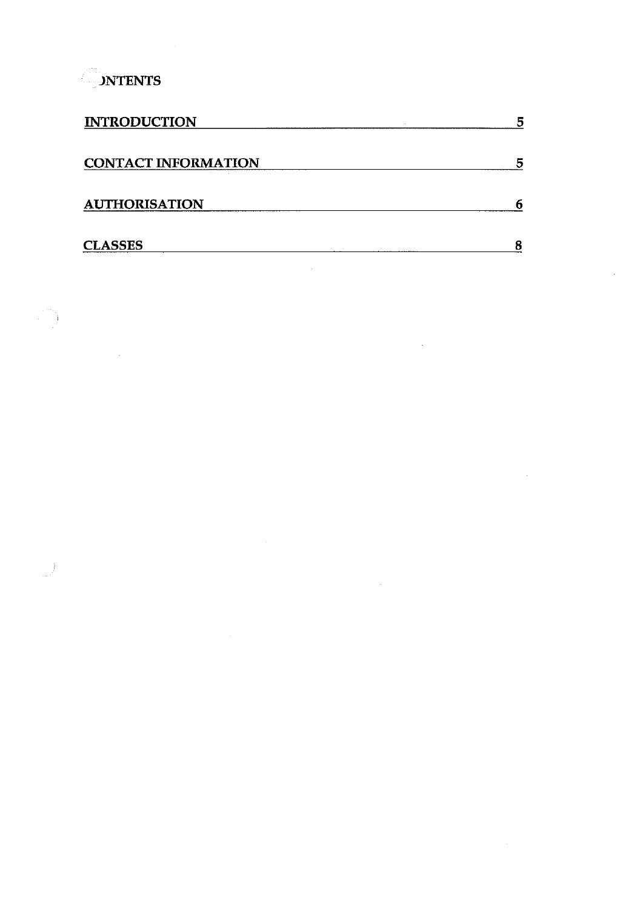# CONTENTS

| | |
|---|---|
| INTRODUCTION | 5 |
| CONTACT INFORMATION | 5 |
| AUTHORISATION | 6 |
| CLASSES | 8 |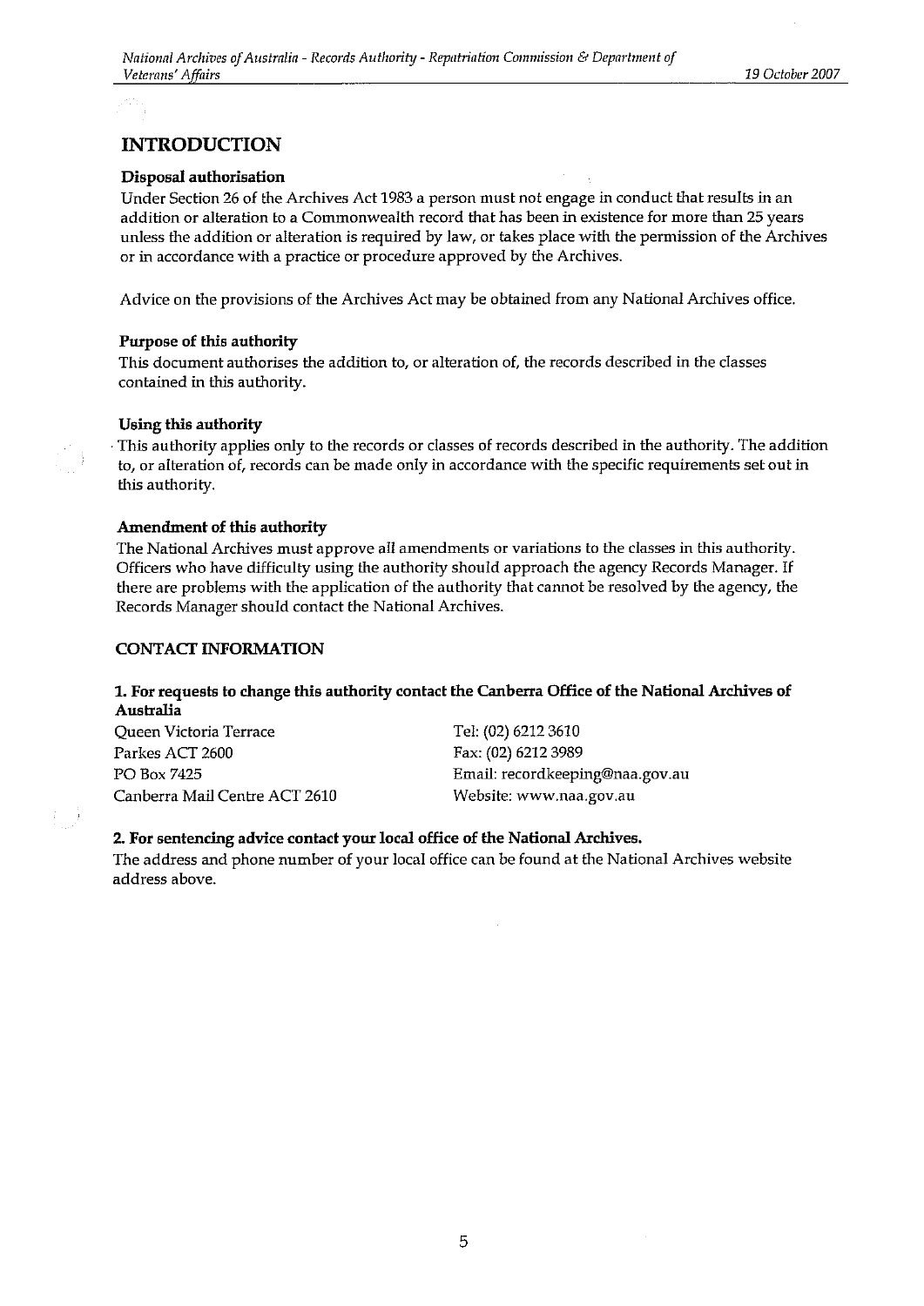# INTRODUCTION

### Disposal authorisation

Under Section 26 of the Archives Act 1983 a person must not engage in conduct that results in an addition or alteration to a Commonwealth record that has been in existence for more than 25 years unless the addition or alteration is required by law, or takes place with the permission of the Archives or in accordance with a practice or procedure approved by the Archives.

Advice on the provisions of the Archives Act may be obtained from any National Archives office.

### Purpose of this authority

This document authorises the addition to, or alteration of, the records described in the classes contained in this authority.

### Using this authority

This authority applies only to the records or classes of records described in the authority. The addition to, or alteration of, records can be made only in accordance with the specific requirements set out in this authority.

### Amendment of this authority

The National Archives must approve all amendments or variations to the classes in this authority. Officers who have difficulty using the authority should approach the agency Records Manager. If there are problems with the application of the authority that cannot be resolved by the agency, the Records Manager should contact the National Archives.

## CONTACT INFORMATION

### 1. For requests to change this authority contact the Canberra Office of the National Archives of Australia

Queen Victoria Terrace
Parkes ACT 2600
PO Box 7425
Canberra Mail Centre ACT 2610

Tel: (02) 6212 3610
Fax: (02) 6212 3989
Email: recordkeeping@naa.gov.au
Website: www.naa.gov.au

### 2. For sentencing advice contact your local office of the National Archives.

The address and phone number of your local office can be found at the National Archives website address above.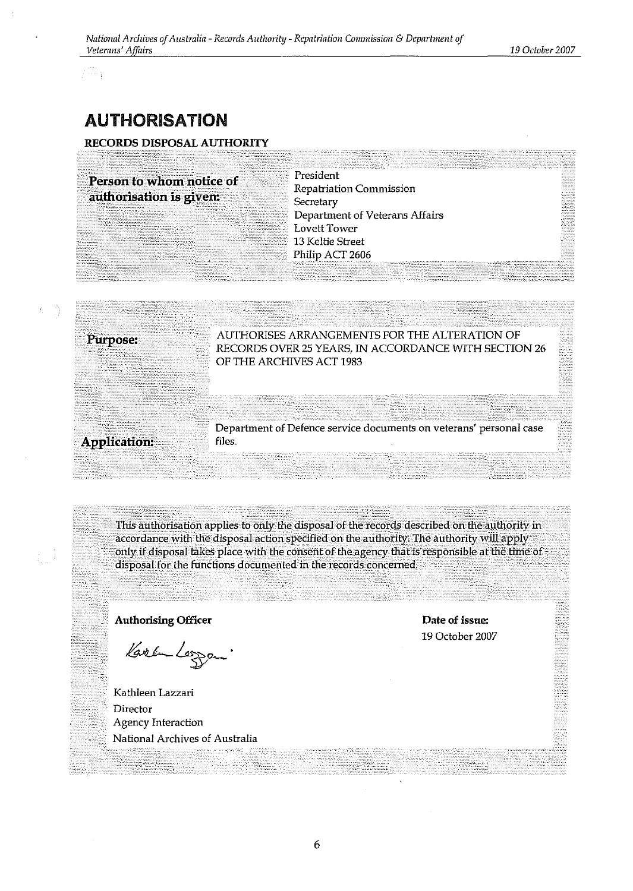# AUTHORISATION

**RECORDS DISPOSAL AUTHORITY**

| | |
|---|---|
| **Person to whom notice of authorisation is given:** | President<br>Repatriation Commission<br>Secretary<br>Department of Veterans Affairs<br>Lovett Tower<br>13 Keltie Street<br>Philip ACT 2606 |

| | |
|---|---|
| **Purpose:** | AUTHORISES ARRANGEMENTS FOR THE ALTERATION OF RECORDS OVER 25 YEARS, IN ACCORDANCE WITH SECTION 26 OF THE ARCHIVES ACT 1983 |
| **Application:** | Department of Defence service documents on veterans' personal case files. |

This authorisation applies to only the disposal of the records described on the authority in accordance with the disposal action specified on the authority. The authority will apply only if disposal takes place with the consent of the agency that is responsible at the time of disposal for the functions documented in the records concerned.

**Authorising Officer**

Kathleen Lazzari
Director
Agency Interaction
National Archives of Australia

**Date of issue:**
19 October 2007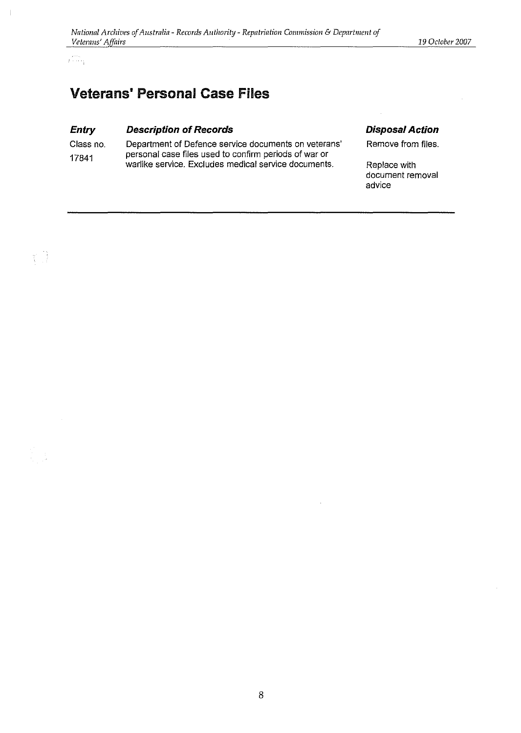## Veterans' Personal Case Files

| ***Entry*** | ***Description of Records*** | ***Disposal Action*** |
|---|---|---|
| Class no. 17841 | Department of Defence service documents on veterans' personal case files used to confirm periods of war or warlike service. Excludes medical service documents. | Remove from files.<br><br>Replace with document removal advice |